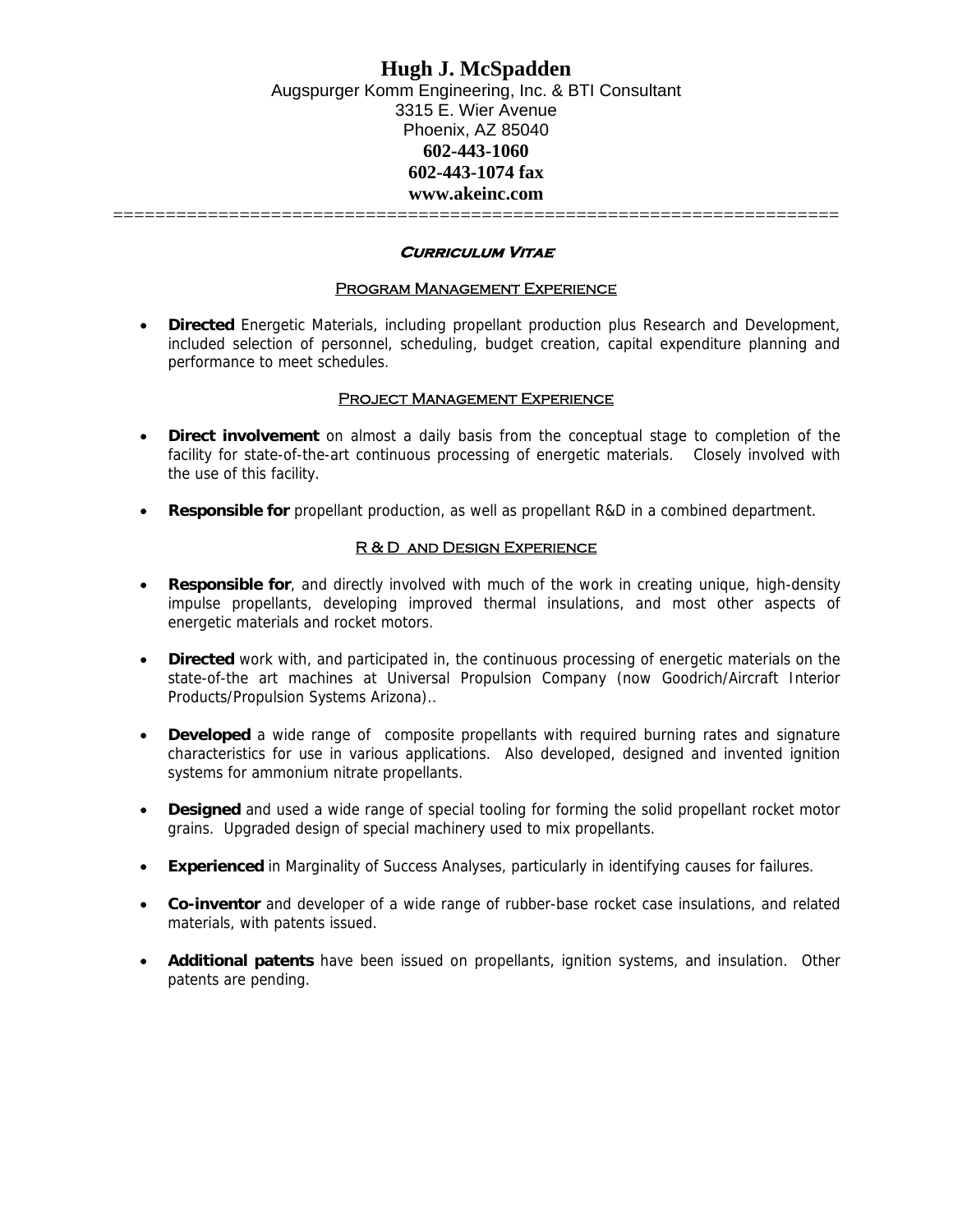# Hugh J. McSpadden

Augspurger Komm Engineering, Inc. & BTI Consultant
3315 E. Wier Avenue
Phoenix, AZ 85040
**602-443-1060**
**602-443-1074 fax**
**www.akeinc.com**

=====================================================================

## Curriculum Vitae

### Program Management Experience

- **Directed** Energetic Materials, including propellant production plus Research and Development, included selection of personnel, scheduling, budget creation, capital expenditure planning and performance to meet schedules.

### Project Management Experience

- **Direct involvement** on almost a daily basis from the conceptual stage to completion of the facility for state-of-the-art continuous processing of energetic materials. Closely involved with the use of this facility.

- **Responsible for** propellant production, as well as propellant R&D in a combined department.

### R & D and Design Experience

- **Responsible for**, and directly involved with much of the work in creating unique, high-density impulse propellants, developing improved thermal insulations, and most other aspects of energetic materials and rocket motors.

- **Directed** work with, and participated in, the continuous processing of energetic materials on the state-of-the art machines at Universal Propulsion Company (now Goodrich/Aircraft Interior Products/Propulsion Systems Arizona)..

- **Developed** a wide range of composite propellants with required burning rates and signature characteristics for use in various applications. Also developed, designed and invented ignition systems for ammonium nitrate propellants.

- **Designed** and used a wide range of special tooling for forming the solid propellant rocket motor grains. Upgraded design of special machinery used to mix propellants.

- **Experienced** in Marginality of Success Analyses, particularly in identifying causes for failures.

- **Co-inventor** and developer of a wide range of rubber-base rocket case insulations, and related materials, with patents issued.

- **Additional patents** have been issued on propellants, ignition systems, and insulation. Other patents are pending.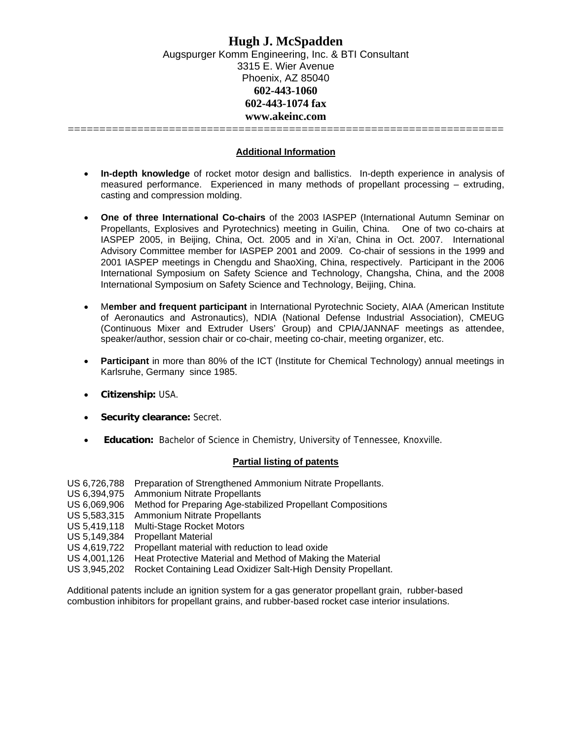# Hugh J. McSpadden

Augspurger Komm Engineering, Inc. & BTI Consultant
3315 E. Wier Avenue
Phoenix, AZ 85040
**602-443-1060**
**602-443-1074 fax**
**www.akeinc.com**

======================================================================

## Additional Information

- **In-depth knowledge** of rocket motor design and ballistics. In-depth experience in analysis of measured performance. Experienced in many methods of propellant processing – extruding, casting and compression molding.

- **One of three International Co-chairs** of the 2003 IASPEP (International Autumn Seminar on Propellants, Explosives and Pyrotechnics) meeting in Guilin, China. One of two co-chairs at IASPEP 2005, in Beijing, China, Oct. 2005 and in Xi'an, China in Oct. 2007. International Advisory Committee member for IASPEP 2001 and 2009. Co-chair of sessions in the 1999 and 2001 IASPEP meetings in Chengdu and ShaoXing, China, respectively. Participant in the 2006 International Symposium on Safety Science and Technology, Changsha, China, and the 2008 International Symposium on Safety Science and Technology, Beijing, China.

- M**ember and frequent participant** in International Pyrotechnic Society, AIAA (American Institute of Aeronautics and Astronautics), NDIA (National Defense Industrial Association), CMEUG (Continuous Mixer and Extruder Users' Group) and CPIA/JANNAF meetings as attendee, speaker/author, session chair or co-chair, meeting co-chair, meeting organizer, etc.

- **Participant** in more than 80% of the ICT (Institute for Chemical Technology) annual meetings in Karlsruhe, Germany since 1985.

- **Citizenship:** USA.

- **Security clearance:** Secret.

- **Education:** Bachelor of Science in Chemistry, University of Tennessee, Knoxville.

## Partial listing of patents

US 6,726,788 Preparation of Strengthened Ammonium Nitrate Propellants.
US 6,394,975 Ammonium Nitrate Propellants
US 6,069,906 Method for Preparing Age-stabilized Propellant Compositions
US 5,583,315 Ammonium Nitrate Propellants
US 5,419,118 Multi-Stage Rocket Motors
US 5,149,384 Propellant Material
US 4,619,722 Propellant material with reduction to lead oxide
US 4,001,126 Heat Protective Material and Method of Making the Material
US 3,945,202 Rocket Containing Lead Oxidizer Salt-High Density Propellant.

Additional patents include an ignition system for a gas generator propellant grain, rubber-based combustion inhibitors for propellant grains, and rubber-based rocket case interior insulations.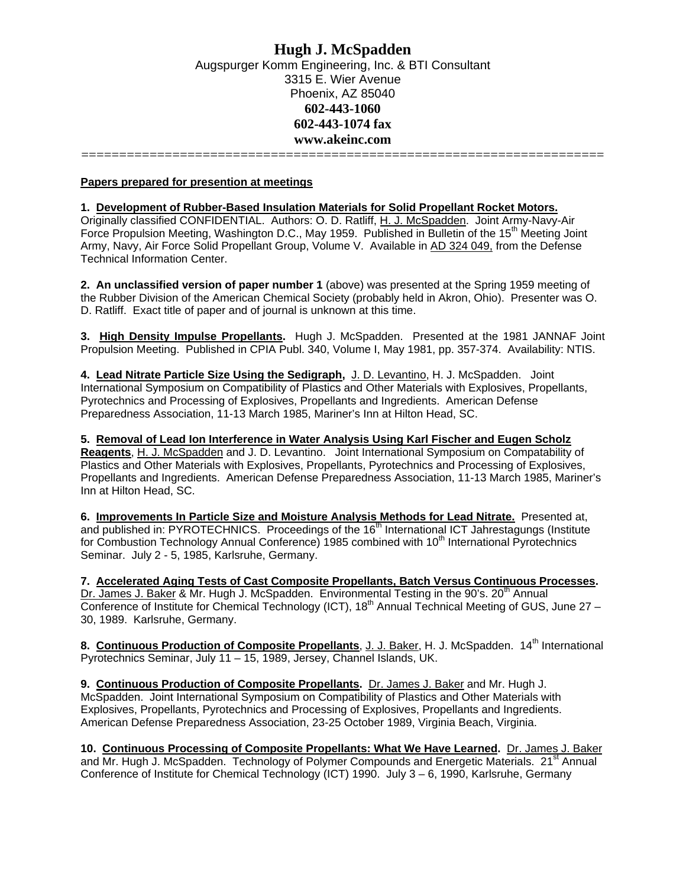# Hugh J. McSpadden

Augspurger Komm Engineering, Inc. & BTI Consultant
3315 E. Wier Avenue
Phoenix, AZ 85040
**602-443-1060**
**602-443-1074 fax**
**www.akeinc.com**

==================================================================

**Papers prepared for presention at meetings**

**1. Development of Rubber-Based Insulation Materials for Solid Propellant Rocket Motors.** Originally classified CONFIDENTIAL. Authors: O. D. Ratliff, H. J. McSpadden. Joint Army-Navy-Air Force Propulsion Meeting, Washington D.C., May 1959. Published in Bulletin of the 15th Meeting Joint Army, Navy, Air Force Solid Propellant Group, Volume V. Available in AD 324 049, from the Defense Technical Information Center.

**2. An unclassified version of paper number 1** (above) was presented at the Spring 1959 meeting of the Rubber Division of the American Chemical Society (probably held in Akron, Ohio). Presenter was O. D. Ratliff. Exact title of paper and of journal is unknown at this time.

**3. High Density Impulse Propellants.** Hugh J. McSpadden. Presented at the 1981 JANNAF Joint Propulsion Meeting. Published in CPIA Publ. 340, Volume I, May 1981, pp. 357-374. Availability: NTIS.

**4. Lead Nitrate Particle Size Using the Sedigraph,** J. D. Levantino, H. J. McSpadden. Joint International Symposium on Compatibility of Plastics and Other Materials with Explosives, Propellants, Pyrotechnics and Processing of Explosives, Propellants and Ingredients. American Defense Preparedness Association, 11-13 March 1985, Mariner's Inn at Hilton Head, SC.

**5. Removal of Lead Ion Interference in Water Analysis Using Karl Fischer and Eugen Scholz Reagents**, H. J. McSpadden and J. D. Levantino. Joint International Symposium on Compatability of Plastics and Other Materials with Explosives, Propellants, Pyrotechnics and Processing of Explosives, Propellants and Ingredients. American Defense Preparedness Association, 11-13 March 1985, Mariner's Inn at Hilton Head, SC.

**6. Improvements In Particle Size and Moisture Analysis Methods for Lead Nitrate.** Presented at, and published in: PYROTECHNICS. Proceedings of the 16th International ICT Jahrestagungs (Institute for Combustion Technology Annual Conference) 1985 combined with 10th International Pyrotechnics Seminar. July 2 - 5, 1985, Karlsruhe, Germany.

**7. Accelerated Aging Tests of Cast Composite Propellants, Batch Versus Continuous Processes.** Dr. James J. Baker & Mr. Hugh J. McSpadden. Environmental Testing in the 90's. 20th Annual Conference of Institute for Chemical Technology (ICT), 18th Annual Technical Meeting of GUS, June 27 – 30, 1989. Karlsruhe, Germany.

**8. Continuous Production of Composite Propellants**, J. J. Baker, H. J. McSpadden. 14th International Pyrotechnics Seminar, July 11 – 15, 1989, Jersey, Channel Islands, UK.

**9. Continuous Production of Composite Propellants.** Dr. James J. Baker and Mr. Hugh J. McSpadden. Joint International Symposium on Compatibility of Plastics and Other Materials with Explosives, Propellants, Pyrotechnics and Processing of Explosives, Propellants and Ingredients. American Defense Preparedness Association, 23-25 October 1989, Virginia Beach, Virginia.

**10. Continuous Processing of Composite Propellants: What We Have Learned.** Dr. James J. Baker and Mr. Hugh J. McSpadden. Technology of Polymer Compounds and Energetic Materials. 21st Annual Conference of Institute for Chemical Technology (ICT) 1990. July 3 – 6, 1990, Karlsruhe, Germany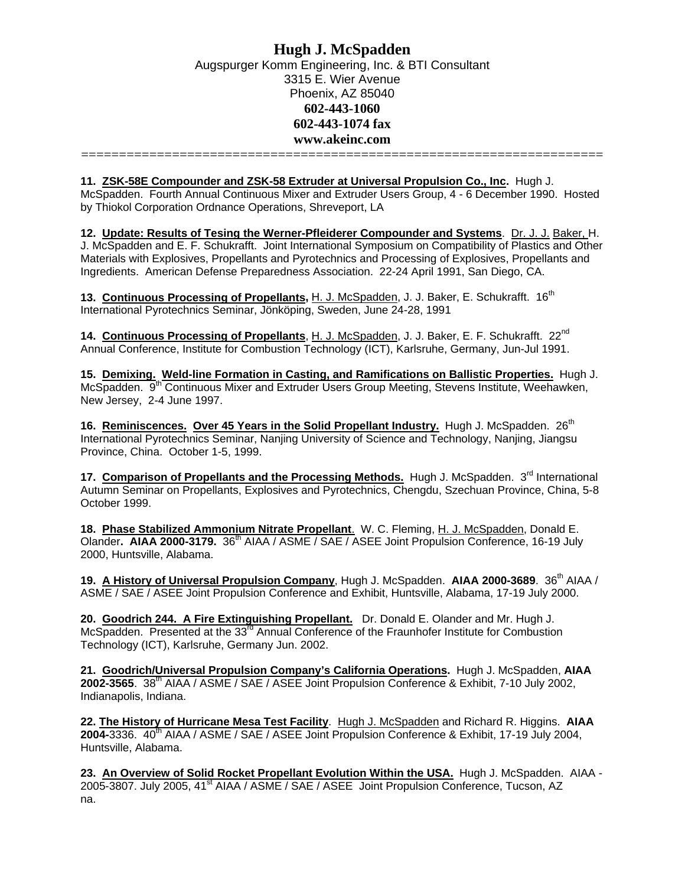# Hugh J. McSpadden

Augspurger Komm Engineering, Inc. & BTI Consultant
3315 E. Wier Avenue
Phoenix, AZ 85040
**602-443-1060**
**602-443-1074 fax**
**www.akeinc.com**

======================================================================

**11. ZSK-58E Compounder and ZSK-58 Extruder at Universal Propulsion Co., Inc.** Hugh J. McSpadden. Fourth Annual Continuous Mixer and Extruder Users Group, 4 - 6 December 1990. Hosted by Thiokol Corporation Ordnance Operations, Shreveport, LA

**12. Update: Results of Tesing the Werner-Pfleiderer Compounder and Systems**. Dr. J. J. Baker, H. J. McSpadden and E. F. Schukrafft. Joint International Symposium on Compatibility of Plastics and Other Materials with Explosives, Propellants and Pyrotechnics and Processing of Explosives, Propellants and Ingredients. American Defense Preparedness Association. 22-24 April 1991, San Diego, CA.

**13. Continuous Processing of Propellants,** H. J. McSpadden, J. J. Baker, E. Schukrafft. 16th International Pyrotechnics Seminar, Jönköping, Sweden, June 24-28, 1991

**14. Continuous Processing of Propellants**, H. J. McSpadden, J. J. Baker, E. F. Schukrafft. 22nd Annual Conference, Institute for Combustion Technology (ICT), Karlsruhe, Germany, Jun-Jul 1991.

**15. Demixing. Weld-line Formation in Casting, and Ramifications on Ballistic Properties.** Hugh J. McSpadden. 9th Continuous Mixer and Extruder Users Group Meeting, Stevens Institute, Weehawken, New Jersey, 2-4 June 1997.

**16. Reminiscences. Over 45 Years in the Solid Propellant Industry.** Hugh J. McSpadden. 26th International Pyrotechnics Seminar, Nanjing University of Science and Technology, Nanjing, Jiangsu Province, China. October 1-5, 1999.

**17. Comparison of Propellants and the Processing Methods.** Hugh J. McSpadden. 3rd International Autumn Seminar on Propellants, Explosives and Pyrotechnics, Chengdu, Szechuan Province, China, 5-8 October 1999.

**18. Phase Stabilized Ammonium Nitrate Propellant**. W. C. Fleming, H. J. McSpadden, Donald E. Olander**. AIAA 2000-3179.** 36th AIAA / ASME / SAE / ASEE Joint Propulsion Conference, 16-19 July 2000, Huntsville, Alabama.

**19. A History of Universal Propulsion Company**, Hugh J. McSpadden. **AIAA 2000-3689**. 36th AIAA / ASME / SAE / ASEE Joint Propulsion Conference and Exhibit, Huntsville, Alabama, 17-19 July 2000.

**20. Goodrich 244. A Fire Extinguishing Propellant.** Dr. Donald E. Olander and Mr. Hugh J. McSpadden. Presented at the 33rd Annual Conference of the Fraunhofer Institute for Combustion Technology (ICT), Karlsruhe, Germany Jun. 2002.

**21. Goodrich/Universal Propulsion Company's California Operations.** Hugh J. McSpadden, **AIAA 2002-3565**. 38th AIAA / ASME / SAE / ASEE Joint Propulsion Conference & Exhibit, 7-10 July 2002, Indianapolis, Indiana.

**22. The History of Hurricane Mesa Test Facility**. Hugh J. McSpadden and Richard R. Higgins. **AIAA 2004-**3336. 40th AIAA / ASME / SAE / ASEE Joint Propulsion Conference & Exhibit, 17-19 July 2004, Huntsville, Alabama.

**23. An Overview of Solid Rocket Propellant Evolution Within the USA.** Hugh J. McSpadden. AIAA - 2005-3807. July 2005, 41st AIAA / ASME / SAE / ASEE Joint Propulsion Conference, Tucson, AZ na.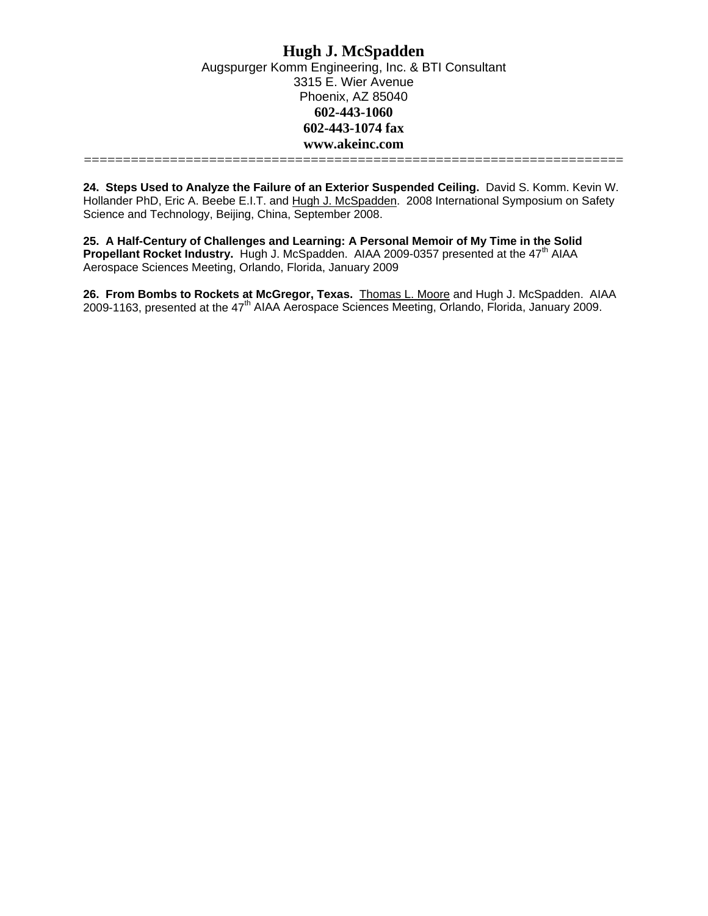**24. Steps Used to Analyze the Failure of an Exterior Suspended Ceiling.** David S. Komm. Kevin W. Hollander PhD, Eric A. Beebe E.I.T. and Hugh J. McSpadden. 2008 International Symposium on Safety Science and Technology, Beijing, China, September 2008.

**25. A Half-Century of Challenges and Learning: A Personal Memoir of My Time in the Solid Propellant Rocket Industry.** Hugh J. McSpadden. AIAA 2009-0357 presented at the 47th AIAA Aerospace Sciences Meeting, Orlando, Florida, January 2009

**26. From Bombs to Rockets at McGregor, Texas.** Thomas L. Moore and Hugh J. McSpadden. AIAA 2009-1163, presented at the 47th AIAA Aerospace Sciences Meeting, Orlando, Florida, January 2009.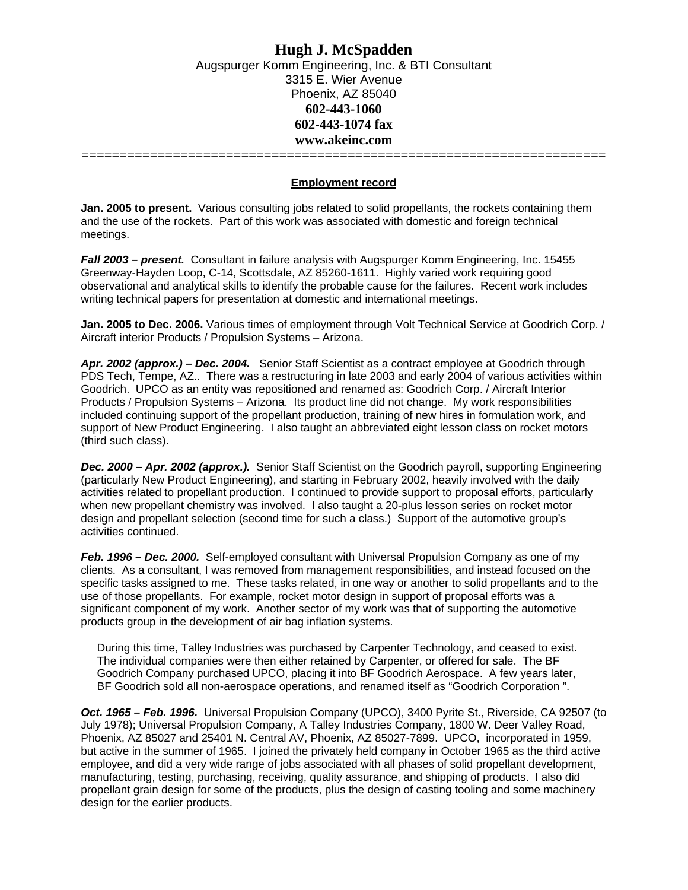# Hugh J. McSpadden

Augspurger Komm Engineering, Inc. & BTI Consultant
3315 E. Wier Avenue
Phoenix, AZ 85040
**602-443-1060**
**602-443-1074 fax**
**www.akeinc.com**

==================================================================

## Employment record

**Jan. 2005 to present.** Various consulting jobs related to solid propellants, the rockets containing them and the use of the rockets. Part of this work was associated with domestic and foreign technical meetings.

***Fall 2003 – present.*** Consultant in failure analysis with Augspurger Komm Engineering, Inc. 15455 Greenway-Hayden Loop, C-14, Scottsdale, AZ 85260-1611. Highly varied work requiring good observational and analytical skills to identify the probable cause for the failures. Recent work includes writing technical papers for presentation at domestic and international meetings.

**Jan. 2005 to Dec. 2006.** Various times of employment through Volt Technical Service at Goodrich Corp. / Aircraft interior Products / Propulsion Systems – Arizona.

***Apr. 2002 (approx.) – Dec. 2004.*** Senior Staff Scientist as a contract employee at Goodrich through PDS Tech, Tempe, AZ.. There was a restructuring in late 2003 and early 2004 of various activities within Goodrich. UPCO as an entity was repositioned and renamed as: Goodrich Corp. / Aircraft Interior Products / Propulsion Systems – Arizona. Its product line did not change. My work responsibilities included continuing support of the propellant production, training of new hires in formulation work, and support of New Product Engineering. I also taught an abbreviated eight lesson class on rocket motors (third such class).

***Dec. 2000 – Apr. 2002 (approx.).*** Senior Staff Scientist on the Goodrich payroll, supporting Engineering (particularly New Product Engineering), and starting in February 2002, heavily involved with the daily activities related to propellant production. I continued to provide support to proposal efforts, particularly when new propellant chemistry was involved. I also taught a 20-plus lesson series on rocket motor design and propellant selection (second time for such a class.) Support of the automotive group's activities continued.

***Feb. 1996 – Dec. 2000.*** Self-employed consultant with Universal Propulsion Company as one of my clients. As a consultant, I was removed from management responsibilities, and instead focused on the specific tasks assigned to me. These tasks related, in one way or another to solid propellants and to the use of those propellants. For example, rocket motor design in support of proposal efforts was a significant component of my work. Another sector of my work was that of supporting the automotive products group in the development of air bag inflation systems.

During this time, Talley Industries was purchased by Carpenter Technology, and ceased to exist. The individual companies were then either retained by Carpenter, or offered for sale. The BF Goodrich Company purchased UPCO, placing it into BF Goodrich Aerospace. A few years later, BF Goodrich sold all non-aerospace operations, and renamed itself as "Goodrich Corporation ".

***Oct. 1965 – Feb. 1996.*** Universal Propulsion Company (UPCO), 3400 Pyrite St., Riverside, CA 92507 (to July 1978); Universal Propulsion Company, A Talley Industries Company, 1800 W. Deer Valley Road, Phoenix, AZ 85027 and 25401 N. Central AV, Phoenix, AZ 85027-7899. UPCO, incorporated in 1959, but active in the summer of 1965. I joined the privately held company in October 1965 as the third active employee, and did a very wide range of jobs associated with all phases of solid propellant development, manufacturing, testing, purchasing, receiving, quality assurance, and shipping of products. I also did propellant grain design for some of the products, plus the design of casting tooling and some machinery design for the earlier products.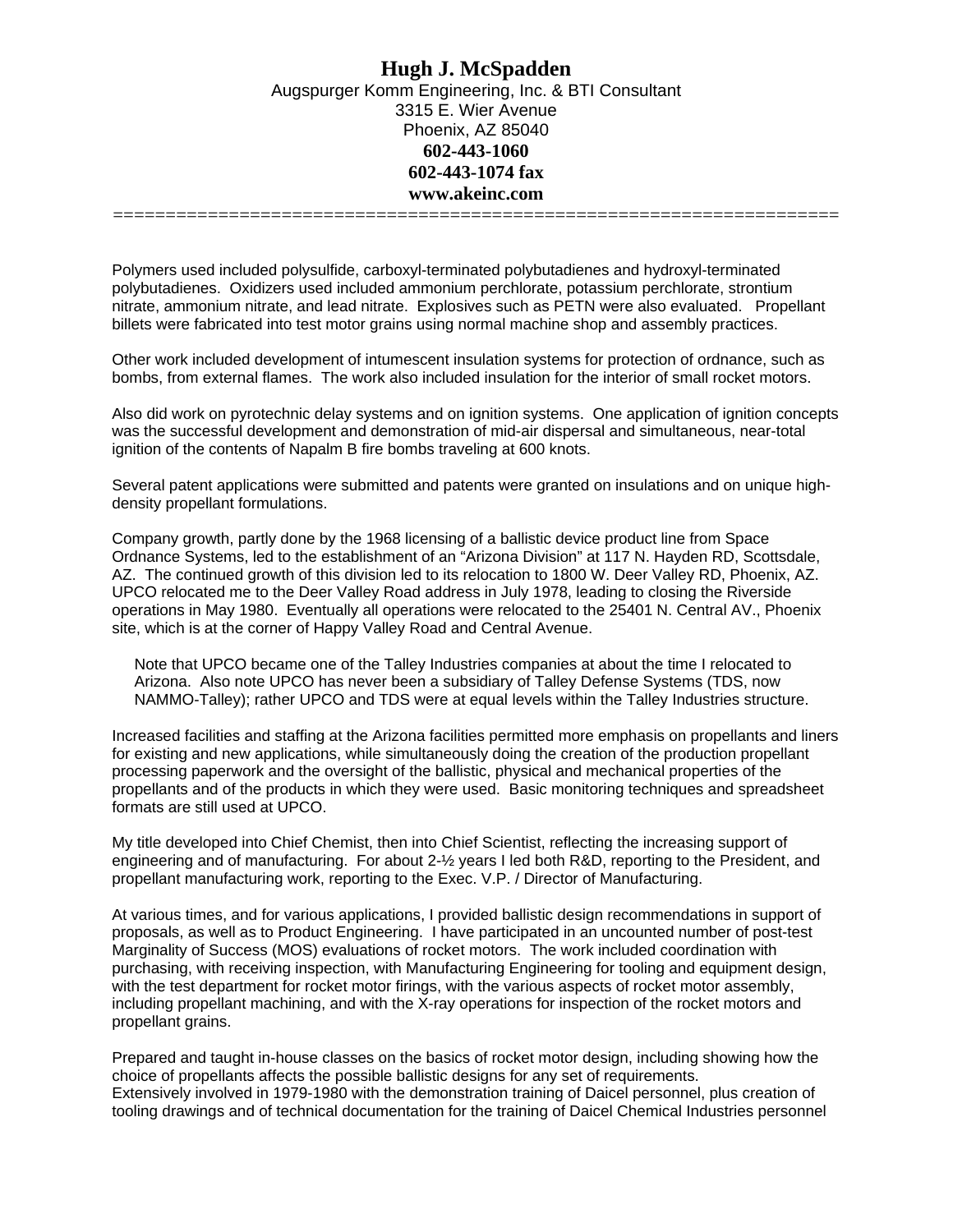Polymers used included polysulfide, carboxyl-terminated polybutadienes and hydroxyl-terminated polybutadienes. Oxidizers used included ammonium perchlorate, potassium perchlorate, strontium nitrate, ammonium nitrate, and lead nitrate. Explosives such as PETN were also evaluated. Propellant billets were fabricated into test motor grains using normal machine shop and assembly practices.

Other work included development of intumescent insulation systems for protection of ordnance, such as bombs, from external flames. The work also included insulation for the interior of small rocket motors.

Also did work on pyrotechnic delay systems and on ignition systems. One application of ignition concepts was the successful development and demonstration of mid-air dispersal and simultaneous, near-total ignition of the contents of Napalm B fire bombs traveling at 600 knots.

Several patent applications were submitted and patents were granted on insulations and on unique high-density propellant formulations.

Company growth, partly done by the 1968 licensing of a ballistic device product line from Space Ordnance Systems, led to the establishment of an "Arizona Division" at 117 N. Hayden RD, Scottsdale, AZ. The continued growth of this division led to its relocation to 1800 W. Deer Valley RD, Phoenix, AZ. UPCO relocated me to the Deer Valley Road address in July 1978, leading to closing the Riverside operations in May 1980. Eventually all operations were relocated to the 25401 N. Central AV., Phoenix site, which is at the corner of Happy Valley Road and Central Avenue.

> Note that UPCO became one of the Talley Industries companies at about the time I relocated to Arizona. Also note UPCO has never been a subsidiary of Talley Defense Systems (TDS, now NAMMO-Talley); rather UPCO and TDS were at equal levels within the Talley Industries structure.

Increased facilities and staffing at the Arizona facilities permitted more emphasis on propellants and liners for existing and new applications, while simultaneously doing the creation of the production propellant processing paperwork and the oversight of the ballistic, physical and mechanical properties of the propellants and of the products in which they were used. Basic monitoring techniques and spreadsheet formats are still used at UPCO.

My title developed into Chief Chemist, then into Chief Scientist, reflecting the increasing support of engineering and of manufacturing. For about 2-½ years I led both R&D, reporting to the President, and propellant manufacturing work, reporting to the Exec. V.P. / Director of Manufacturing.

At various times, and for various applications, I provided ballistic design recommendations in support of proposals, as well as to Product Engineering. I have participated in an uncounted number of post-test Marginality of Success (MOS) evaluations of rocket motors. The work included coordination with purchasing, with receiving inspection, with Manufacturing Engineering for tooling and equipment design, with the test department for rocket motor firings, with the various aspects of rocket motor assembly, including propellant machining, and with the X-ray operations for inspection of the rocket motors and propellant grains.

Prepared and taught in-house classes on the basics of rocket motor design, including showing how the choice of propellants affects the possible ballistic designs for any set of requirements.
Extensively involved in 1979-1980 with the demonstration training of Daicel personnel, plus creation of tooling drawings and of technical documentation for the training of Daicel Chemical Industries personnel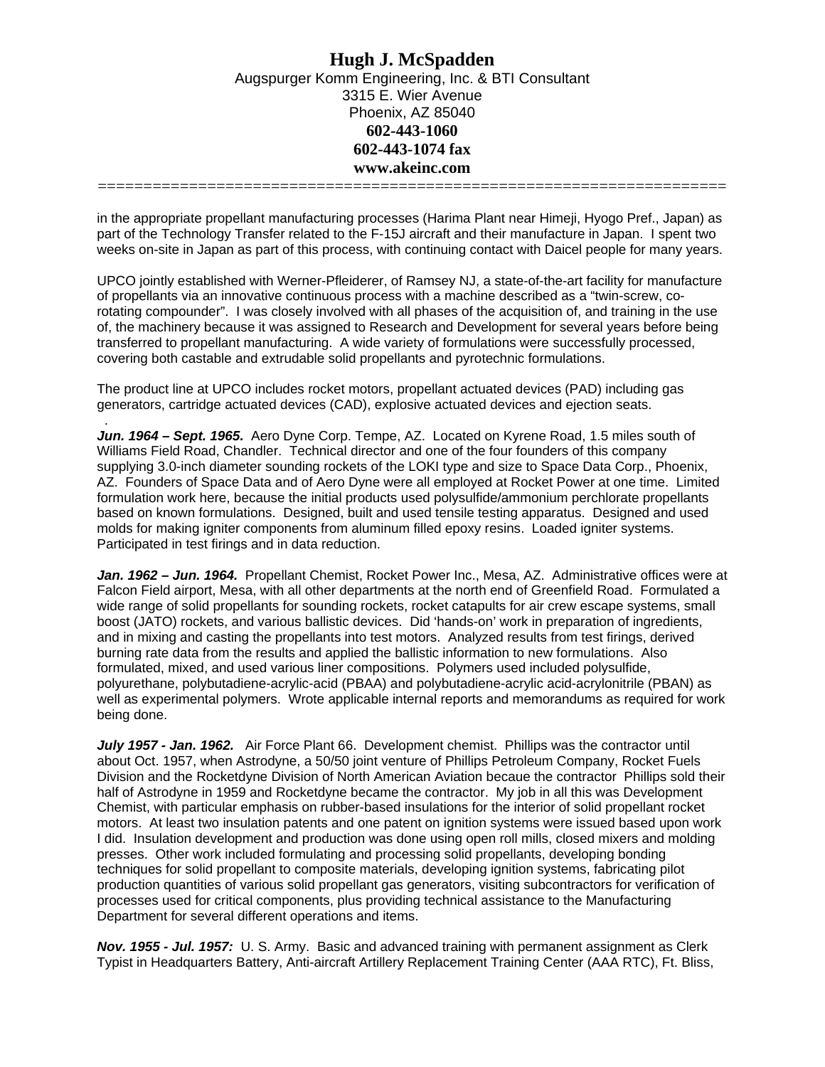in the appropriate propellant manufacturing processes (Harima Plant near Himeji, Hyogo Pref., Japan) as part of the Technology Transfer related to the F-15J aircraft and their manufacture in Japan. I spent two weeks on-site in Japan as part of this process, with continuing contact with Daicel people for many years.

UPCO jointly established with Werner-Pfleiderer, of Ramsey NJ, a state-of-the-art facility for manufacture of propellants via an innovative continuous process with a machine described as a "twin-screw, co-rotating compounder". I was closely involved with all phases of the acquisition of, and training in the use of, the machinery because it was assigned to Research and Development for several years before being transferred to propellant manufacturing. A wide variety of formulations were successfully processed, covering both castable and extrudable solid propellants and pyrotechnic formulations.

The product line at UPCO includes rocket motors, propellant actuated devices (PAD) including gas generators, cartridge actuated devices (CAD), explosive actuated devices and ejection seats.

.

***Jun. 1964 – Sept. 1965.*** Aero Dyne Corp. Tempe, AZ. Located on Kyrene Road, 1.5 miles south of Williams Field Road, Chandler. Technical director and one of the four founders of this company supplying 3.0-inch diameter sounding rockets of the LOKI type and size to Space Data Corp., Phoenix, AZ. Founders of Space Data and of Aero Dyne were all employed at Rocket Power at one time. Limited formulation work here, because the initial products used polysulfide/ammonium perchlorate propellants based on known formulations. Designed, built and used tensile testing apparatus. Designed and used molds for making igniter components from aluminum filled epoxy resins. Loaded igniter systems. Participated in test firings and in data reduction.

***Jan. 1962 – Jun. 1964.*** Propellant Chemist, Rocket Power Inc., Mesa, AZ. Administrative offices were at Falcon Field airport, Mesa, with all other departments at the north end of Greenfield Road. Formulated a wide range of solid propellants for sounding rockets, rocket catapults for air crew escape systems, small boost (JATO) rockets, and various ballistic devices. Did 'hands-on' work in preparation of ingredients, and in mixing and casting the propellants into test motors. Analyzed results from test firings, derived burning rate data from the results and applied the ballistic information to new formulations. Also formulated, mixed, and used various liner compositions. Polymers used included polysulfide, polyurethane, polybutadiene-acrylic-acid (PBAA) and polybutadiene-acrylic acid-acrylonitrile (PBAN) as well as experimental polymers. Wrote applicable internal reports and memorandums as required for work being done.

***July 1957 - Jan. 1962.*** Air Force Plant 66. Development chemist. Phillips was the contractor until about Oct. 1957, when Astrodyne, a 50/50 joint venture of Phillips Petroleum Company, Rocket Fuels Division and the Rocketdyne Division of North American Aviation becaue the contractor Phillips sold their half of Astrodyne in 1959 and Rocketdyne became the contractor. My job in all this was Development Chemist, with particular emphasis on rubber-based insulations for the interior of solid propellant rocket motors. At least two insulation patents and one patent on ignition systems were issued based upon work I did. Insulation development and production was done using open roll mills, closed mixers and molding presses. Other work included formulating and processing solid propellants, developing bonding techniques for solid propellant to composite materials, developing ignition systems, fabricating pilot production quantities of various solid propellant gas generators, visiting subcontractors for verification of processes used for critical components, plus providing technical assistance to the Manufacturing Department for several different operations and items.

***Nov. 1955 - Jul. 1957:*** U. S. Army. Basic and advanced training with permanent assignment as Clerk Typist in Headquarters Battery, Anti-aircraft Artillery Replacement Training Center (AAA RTC), Ft. Bliss,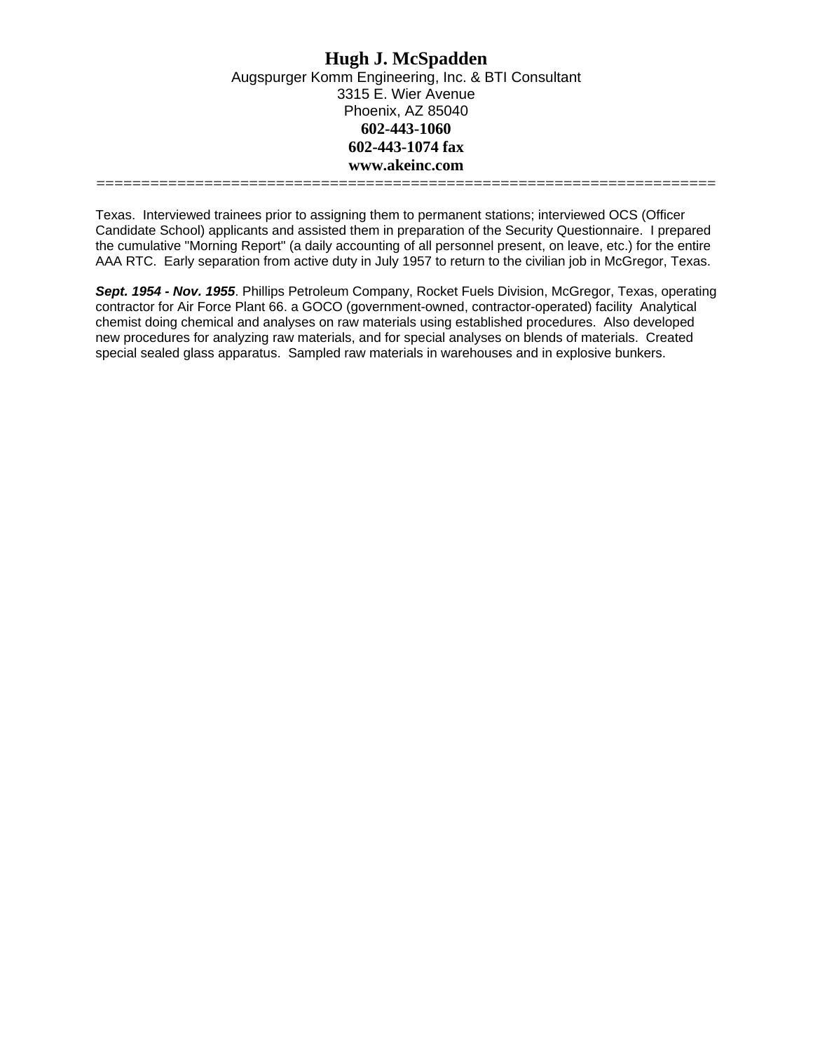Texas. Interviewed trainees prior to assigning them to permanent stations; interviewed OCS (Officer Candidate School) applicants and assisted them in preparation of the Security Questionnaire. I prepared the cumulative "Morning Report" (a daily accounting of all personnel present, on leave, etc.) for the entire AAA RTC. Early separation from active duty in July 1957 to return to the civilian job in McGregor, Texas.

***Sept. 1954 - Nov. 1955***. Phillips Petroleum Company, Rocket Fuels Division, McGregor, Texas, operating contractor for Air Force Plant 66. a GOCO (government-owned, contractor-operated) facility Analytical chemist doing chemical and analyses on raw materials using established procedures. Also developed new procedures for analyzing raw materials, and for special analyses on blends of materials. Created special sealed glass apparatus. Sampled raw materials in warehouses and in explosive bunkers.